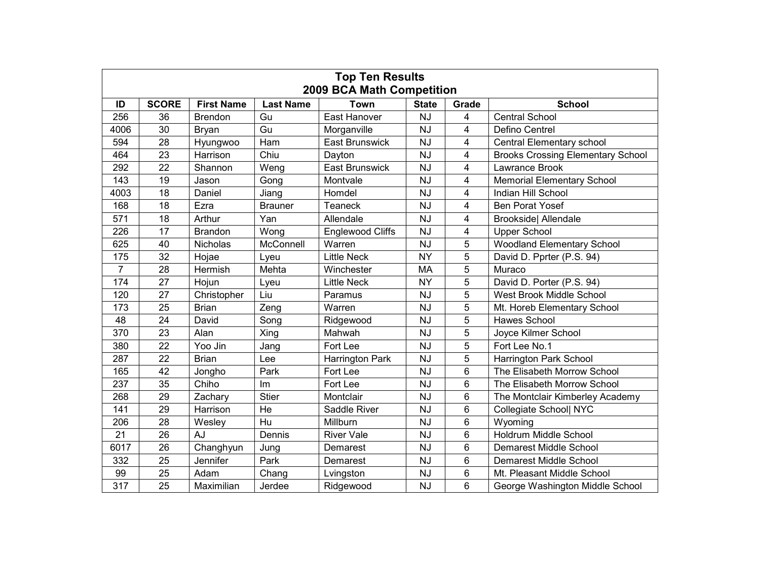| Top Ten Results 2009 BCA Math Competition | | | | | | | |
|---|---|---|---|---|---|---|---|
| ID | SCORE | First Name | Last Name | Town | State | Grade | School |
| 256 | 36 | Brendon | Gu | East Hanover | NJ | 4 | Central School |
| 4006 | 30 | Bryan | Gu | Morganville | NJ | 4 | Defino Centrel |
| 594 | 28 | Hyungwoo | Ham | East Brunswick | NJ | 4 | Central Elementary school |
| 464 | 23 | Harrison | Chiu | Dayton | NJ | 4 | Brooks Crossing Elementary School |
| 292 | 22 | Shannon | Weng | East Brunswick | NJ | 4 | Lawrance Brook |
| 143 | 19 | Jason | Gong | Montvale | NJ | 4 | Memorial Elementary School |
| 4003 | 18 | Daniel | Jiang | Homdel | NJ | 4 | Indian Hill School |
| 168 | 18 | Ezra | Brauner | Teaneck | NJ | 4 | Ben Porat Yosef |
| 571 | 18 | Arthur | Yan | Allendale | NJ | 4 | Brookside\| Allendale |
| 226 | 17 | Brandon | Wong | Englewood Cliffs | NJ | 4 | Upper School |
| 625 | 40 | Nicholas | McConnell | Warren | NJ | 5 | Woodland Elementary School |
| 175 | 32 | Hojae | Lyeu | Little Neck | NY | 5 | David D. Pprter (P.S. 94) |
| 7 | 28 | Hermish | Mehta | Winchester | MA | 5 | Muraco |
| 174 | 27 | Hojun | Lyeu | Little Neck | NY | 5 | David D. Porter (P.S. 94) |
| 120 | 27 | Christopher | Liu | Paramus | NJ | 5 | West Brook Middle School |
| 173 | 25 | Brian | Zeng | Warren | NJ | 5 | Mt. Horeb Elementary School |
| 48 | 24 | David | Song | Ridgewood | NJ | 5 | Hawes School |
| 370 | 23 | Alan | Xing | Mahwah | NJ | 5 | Joyce Kilmer School |
| 380 | 22 | Yoo Jin | Jang | Fort Lee | NJ | 5 | Fort Lee No.1 |
| 287 | 22 | Brian | Lee | Harrington Park | NJ | 5 | Harrington Park School |
| 165 | 42 | Jongho | Park | Fort Lee | NJ | 6 | The Elisabeth Morrow School |
| 237 | 35 | Chiho | Im | Fort Lee | NJ | 6 | The Elisabeth Morrow School |
| 268 | 29 | Zachary | Stier | Montclair | NJ | 6 | The Montclair Kimberley Academy |
| 141 | 29 | Harrison | He | Saddle River | NJ | 6 | Collegiate School\| NYC |
| 206 | 28 | Wesley | Hu | Millburn | NJ | 6 | Wyoming |
| 21 | 26 | AJ | Dennis | River Vale | NJ | 6 | Holdrum Middle School |
| 6017 | 26 | Changhyun | Jung | Demarest | NJ | 6 | Demarest Middle School |
| 332 | 25 | Jennifer | Park | Demarest | NJ | 6 | Demarest Middle School |
| 99 | 25 | Adam | Chang | Lvingston | NJ | 6 | Mt. Pleasant Middle School |
| 317 | 25 | Maximilian | Jerdee | Ridgewood | NJ | 6 | George Washington Middle School |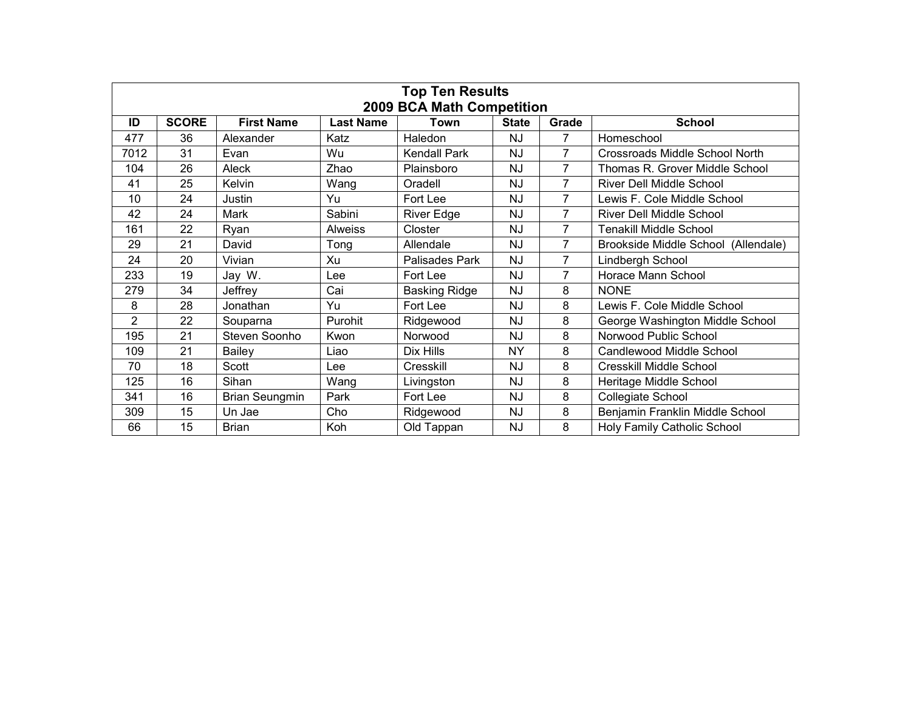| Top Ten Results<br>2009 BCA Math Competition | | | | | | | |
|---|---|---|---|---|---|---|---|
| **ID** | **SCORE** | **First Name** | **Last Name** | **Town** | **State** | **Grade** | **School** |
| 477 | 36 | Alexander | Katz | Haledon | NJ | 7 | Homeschool |
| 7012 | 31 | Evan | Wu | Kendall Park | NJ | 7 | Crossroads Middle School North |
| 104 | 26 | Aleck | Zhao | Plainsboro | NJ | 7 | Thomas R. Grover Middle School |
| 41 | 25 | Kelvin | Wang | Oradell | NJ | 7 | River Dell Middle School |
| 10 | 24 | Justin | Yu | Fort Lee | NJ | 7 | Lewis F. Cole Middle School |
| 42 | 24 | Mark | Sabini | River Edge | NJ | 7 | River Dell Middle School |
| 161 | 22 | Ryan | Alweiss | Closter | NJ | 7 | Tenakill Middle School |
| 29 | 21 | David | Tong | Allendale | NJ | 7 | Brookside Middle School (Allendale) |
| 24 | 20 | Vivian | Xu | Palisades Park | NJ | 7 | Lindbergh School |
| 233 | 19 | Jay W. | Lee | Fort Lee | NJ | 7 | Horace Mann School |
| 279 | 34 | Jeffrey | Cai | Basking Ridge | NJ | 8 | NONE |
| 8 | 28 | Jonathan | Yu | Fort Lee | NJ | 8 | Lewis F. Cole Middle School |
| 2 | 22 | Souparna | Purohit | Ridgewood | NJ | 8 | George Washington Middle School |
| 195 | 21 | Steven Soonho | Kwon | Norwood | NJ | 8 | Norwood Public School |
| 109 | 21 | Bailey | Liao | Dix Hills | NY | 8 | Candlewood Middle School |
| 70 | 18 | Scott | Lee | Cresskill | NJ | 8 | Cresskill Middle School |
| 125 | 16 | Sihan | Wang | Livingston | NJ | 8 | Heritage Middle School |
| 341 | 16 | Brian Seungmin | Park | Fort Lee | NJ | 8 | Collegiate School |
| 309 | 15 | Un Jae | Cho | Ridgewood | NJ | 8 | Benjamin Franklin Middle School |
| 66 | 15 | Brian | Koh | Old Tappan | NJ | 8 | Holy Family Catholic School |